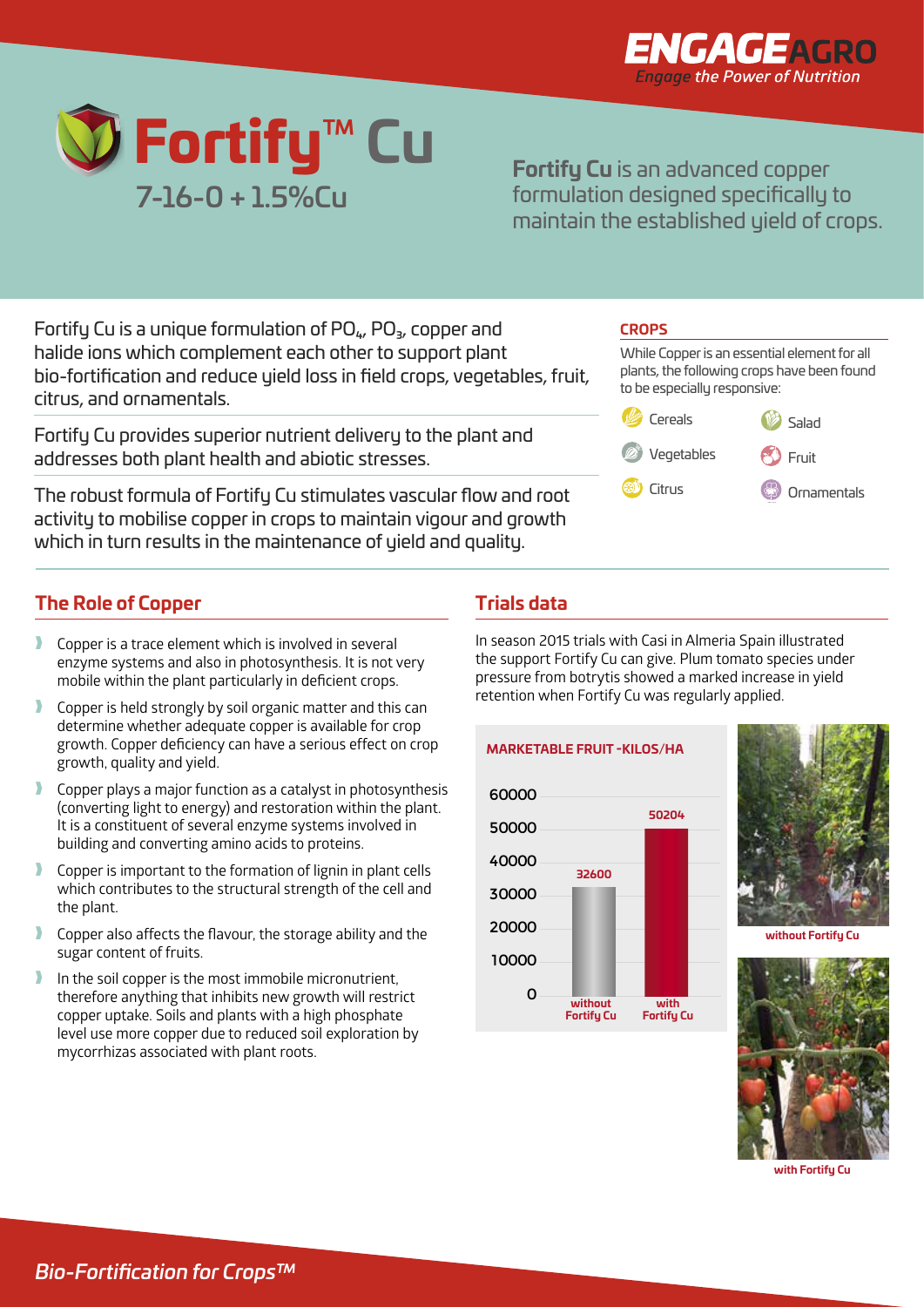ENGAGE AGRO
*Engage the Power of Nutrition*

# Fortify™ Cu

## 7-16-0 + 1.5%Cu

**Fortify Cu** is an advanced copper formulation designed specifically to maintain the established yield of crops.

Fortify Cu is a unique formulation of $PO_4$, $PO_3$, copper and halide ions which complement each other to support plant bio-fortification and reduce yield loss in field crops, vegetables, fruit, citrus, and ornamentals.

Fortify Cu provides superior nutrient delivery to the plant and addresses both plant health and abiotic stresses.

The robust formula of Fortify Cu stimulates vascular flow and root activity to mobilise copper in crops to maintain vigour and growth which in turn results in the maintenance of yield and quality.

### CROPS

While Copper is an essential element for all plants, the following crops have been found to be especially responsive:

- Cereals
- Salad
- Vegetables
- Fruit
- Citrus
- Ornamentals

## The Role of Copper

- Copper is a trace element which is involved in several enzyme systems and also in photosynthesis. It is not very mobile within the plant particularly in deficient crops.
- Copper is held strongly by soil organic matter and this can determine whether adequate copper is available for crop growth. Copper deficiency can have a serious effect on crop growth, quality and yield.
- Copper plays a major function as a catalyst in photosynthesis (converting light to energy) and restoration within the plant. It is a constituent of several enzyme systems involved in building and converting amino acids to proteins.
- Copper is important to the formation of lignin in plant cells which contributes to the structural strength of the cell and the plant.
- Copper also affects the flavour, the storage ability and the sugar content of fruits.
- In the soil copper is the most immobile micronutrient, therefore anything that inhibits new growth will restrict copper uptake. Soils and plants with a high phosphate level use more copper due to reduced soil exploration by mycorrhizas associated with plant roots.

## Trials data

In season 2015 trials with Casi in Almeria Spain illustrated the support Fortify Cu can give. Plum tomato species under pressure from botrytis showed a marked increase in yield retention when Fortify Cu was regularly applied.

**MARKETABLE FRUIT -KILOS/HA**

| | Marketable fruit (kilos/ha) |
|---|---|
| without Fortify Cu | 32600 |
| with Fortify Cu | 50204 |

without Fortify Cu

with Fortify Cu

*Bio-Fortification for Crops™*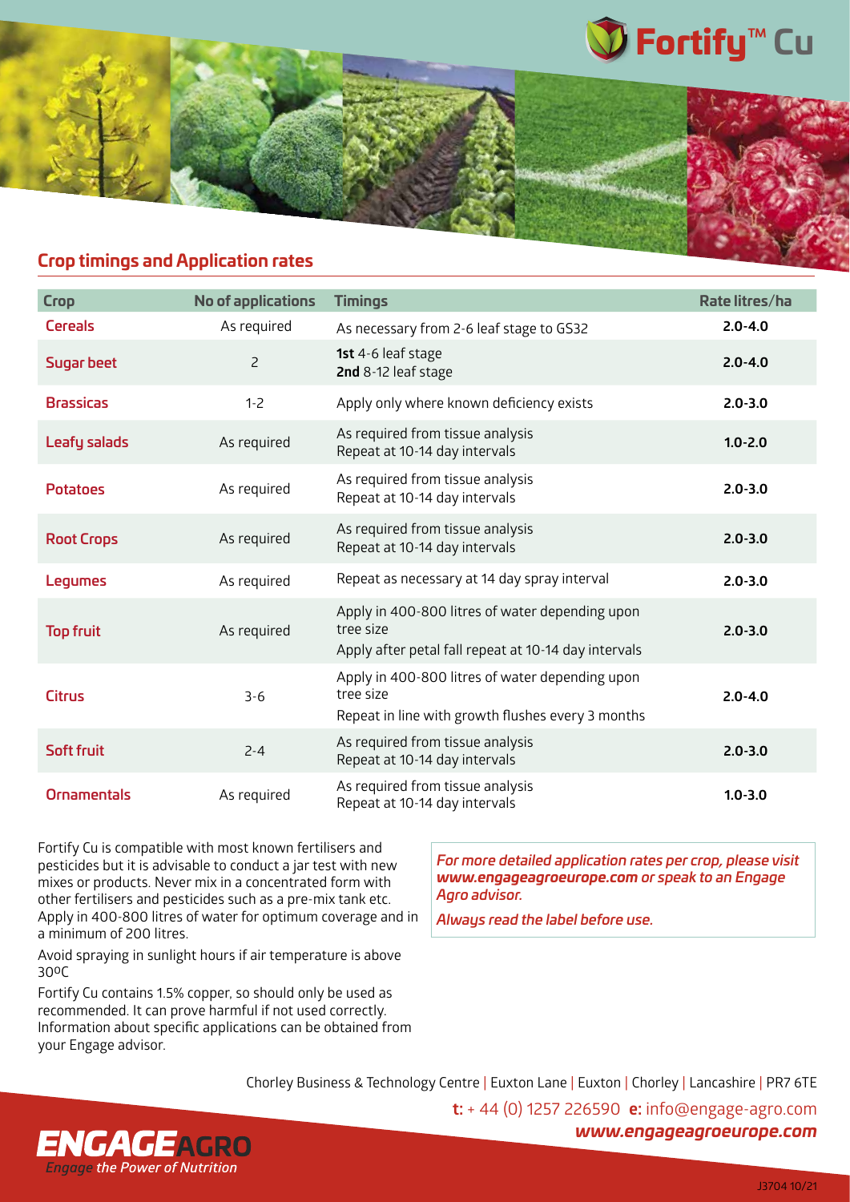# Fortify™ Cu

## Crop timings and Application rates

| Crop | No of applications | Timings | Rate litres/ha |
|---|---|---|---|
| **Cereals** | As required | As necessary from 2-6 leaf stage to GS32 | **2.0-4.0** |
| **Sugar beet** | 2 | **1st** 4-6 leaf stage<br>**2nd** 8-12 leaf stage | **2.0-4.0** |
| **Brassicas** | 1-2 | Apply only where known deficiency exists | **2.0-3.0** |
| **Leafy salads** | As required | As required from tissue analysis<br>Repeat at 10-14 day intervals | **1.0-2.0** |
| **Potatoes** | As required | As required from tissue analysis<br>Repeat at 10-14 day intervals | **2.0-3.0** |
| **Root Crops** | As required | As required from tissue analysis<br>Repeat at 10-14 day intervals | **2.0-3.0** |
| **Legumes** | As required | Repeat as necessary at 14 day spray interval | **2.0-3.0** |
| **Top fruit** | As required | Apply in 400-800 litres of water depending upon tree size<br>Apply after petal fall repeat at 10-14 day intervals | **2.0-3.0** |
| **Citrus** | 3-6 | Apply in 400-800 litres of water depending upon tree size<br>Repeat in line with growth flushes every 3 months | **2.0-4.0** |
| **Soft fruit** | 2-4 | As required from tissue analysis<br>Repeat at 10-14 day intervals | **2.0-3.0** |
| **Ornamentals** | As required | As required from tissue analysis<br>Repeat at 10-14 day intervals | **1.0-3.0** |

Fortify Cu is compatible with most known fertilisers and pesticides but it is advisable to conduct a jar test with new mixes or products. Never mix in a concentrated form with other fertilisers and pesticides such as a pre-mix tank etc. Apply in 400-800 litres of water for optimum coverage and in a minimum of 200 litres.

Avoid spraying in sunlight hours if air temperature is above 30ºC

Fortify Cu contains 1.5% copper, so should only be used as recommended. It can prove harmful if not used correctly. Information about specific applications can be obtained from your Engage advisor.

***For more detailed application rates per crop, please visit www.engageagroeurope.com or speak to an Engage Agro advisor.***

***Always read the label before use.***

Chorley Business & Technology Centre | Euxton Lane | Euxton | Chorley | Lancashire | PR7 6TE

**t:** + 44 (0) 1257 226590 **e:** info@engage-agro.com

***www.engageagroeurope.com***

**ENGAGE AGRO**
*Engage the Power of Nutrition*

J3704 10/21